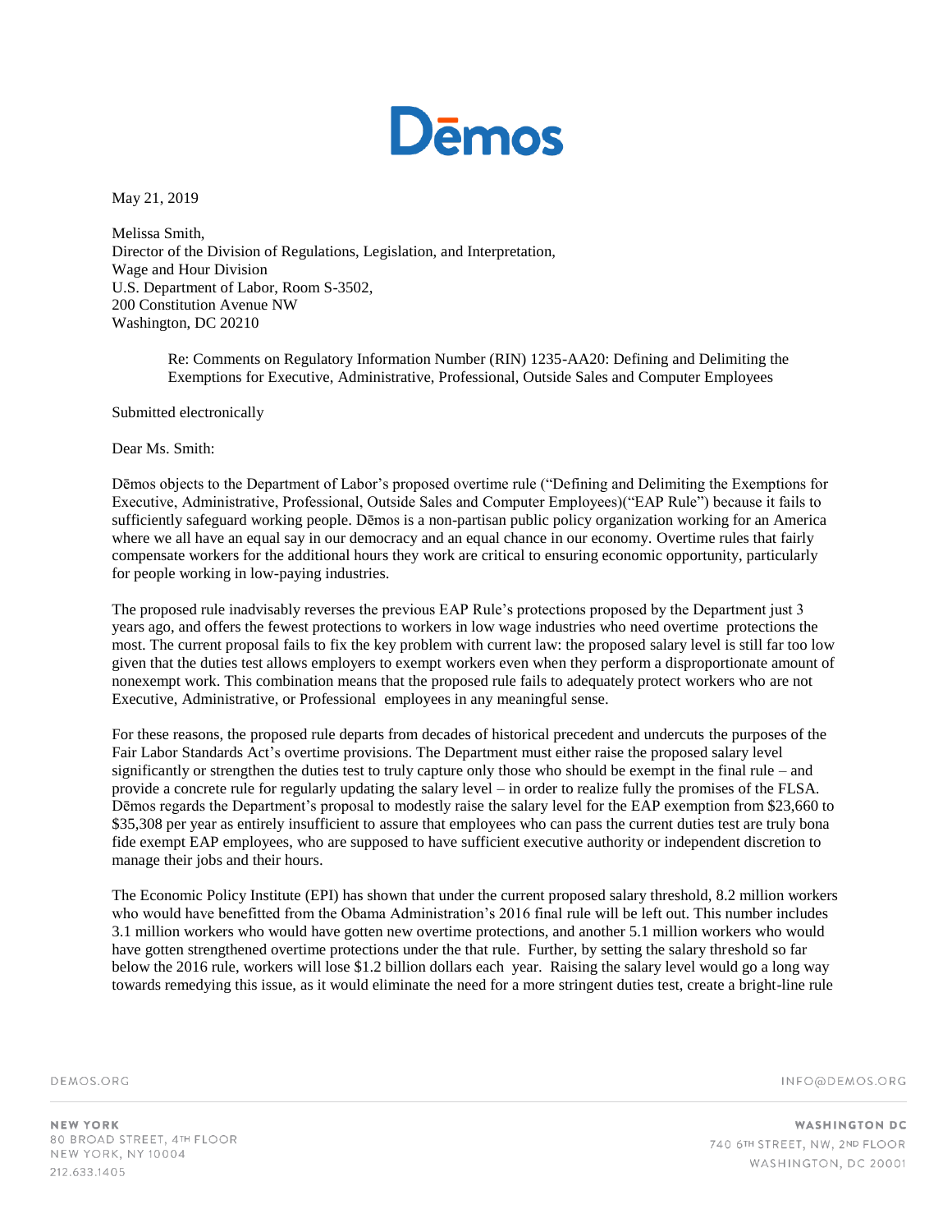# Dēmos

May 21, 2019

Melissa Smith,
Director of the Division of Regulations, Legislation, and Interpretation,
Wage and Hour Division
U.S. Department of Labor, Room S-3502,
200 Constitution Avenue NW
Washington, DC 20210

> Re: Comments on Regulatory Information Number (RIN) 1235-AA20: Defining and Delimiting the Exemptions for Executive, Administrative, Professional, Outside Sales and Computer Employees

Submitted electronically

Dear Ms. Smith:

Dēmos objects to the Department of Labor's proposed overtime rule ("Defining and Delimiting the Exemptions for Executive, Administrative, Professional, Outside Sales and Computer Employees)("EAP Rule") because it fails to sufficiently safeguard working people. Dēmos is a non-partisan public policy organization working for an America where we all have an equal say in our democracy and an equal chance in our economy. Overtime rules that fairly compensate workers for the additional hours they work are critical to ensuring economic opportunity, particularly for people working in low-paying industries.

The proposed rule inadvisably reverses the previous EAP Rule's protections proposed by the Department just 3 years ago, and offers the fewest protections to workers in low wage industries who need overtime protections the most. The current proposal fails to fix the key problem with current law: the proposed salary level is still far too low given that the duties test allows employers to exempt workers even when they perform a disproportionate amount of nonexempt work. This combination means that the proposed rule fails to adequately protect workers who are not Executive, Administrative, or Professional employees in any meaningful sense.

For these reasons, the proposed rule departs from decades of historical precedent and undercuts the purposes of the Fair Labor Standards Act's overtime provisions. The Department must either raise the proposed salary level significantly or strengthen the duties test to truly capture only those who should be exempt in the final rule – and provide a concrete rule for regularly updating the salary level – in order to realize fully the promises of the FLSA. Dēmos regards the Department's proposal to modestly raise the salary level for the EAP exemption from $23,660 to $35,308 per year as entirely insufficient to assure that employees who can pass the current duties test are truly bona fide exempt EAP employees, who are supposed to have sufficient executive authority or independent discretion to manage their jobs and their hours.

The Economic Policy Institute (EPI) has shown that under the current proposed salary threshold, 8.2 million workers who would have benefitted from the Obama Administration's 2016 final rule will be left out. This number includes 3.1 million workers who would have gotten new overtime protections, and another 5.1 million workers who would have gotten strengthened overtime protections under the that rule. Further, by setting the salary threshold so far below the 2016 rule, workers will lose $1.2 billion dollars each year. Raising the salary level would go a long way towards remedying this issue, as it would eliminate the need for a more stringent duties test, create a bright-line rule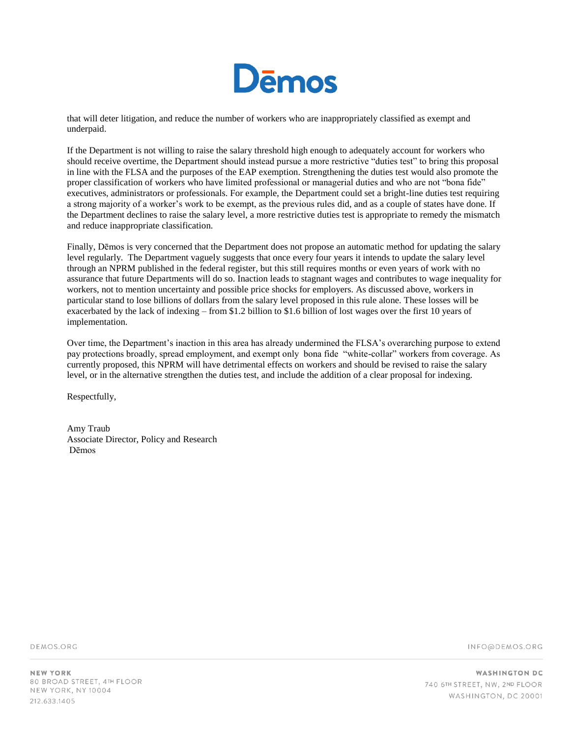that will deter litigation, and reduce the number of workers who are inappropriately classified as exempt and underpaid.

If the Department is not willing to raise the salary threshold high enough to adequately account for workers who should receive overtime, the Department should instead pursue a more restrictive "duties test" to bring this proposal in line with the FLSA and the purposes of the EAP exemption. Strengthening the duties test would also promote the proper classification of workers who have limited professional or managerial duties and who are not "bona fide" executives, administrators or professionals. For example, the Department could set a bright-line duties test requiring a strong majority of a worker's work to be exempt, as the previous rules did, and as a couple of states have done. If the Department declines to raise the salary level, a more restrictive duties test is appropriate to remedy the mismatch and reduce inappropriate classification.

Finally, Dēmos is very concerned that the Department does not propose an automatic method for updating the salary level regularly. The Department vaguely suggests that once every four years it intends to update the salary level through an NPRM published in the federal register, but this still requires months or even years of work with no assurance that future Departments will do so. Inaction leads to stagnant wages and contributes to wage inequality for workers, not to mention uncertainty and possible price shocks for employers. As discussed above, workers in particular stand to lose billions of dollars from the salary level proposed in this rule alone. These losses will be exacerbated by the lack of indexing – from $1.2 billion to $1.6 billion of lost wages over the first 10 years of implementation.

Over time, the Department's inaction in this area has already undermined the FLSA's overarching purpose to extend pay protections broadly, spread employment, and exempt only bona fide "white-collar" workers from coverage. As currently proposed, this NPRM will have detrimental effects on workers and should be revised to raise the salary level, or in the alternative strengthen the duties test, and include the addition of a clear proposal for indexing.

Respectfully,

Amy Traub
Associate Director, Policy and Research
Dēmos

DEMOS.ORG

INFO@DEMOS.ORG

NEW YORK
80 BROAD STREET, 4TH FLOOR
NEW YORK, NY 10004
212.633.1405

WASHINGTON DC
740 6TH STREET, NW, 2ND FLOOR
WASHINGTON, DC 20001